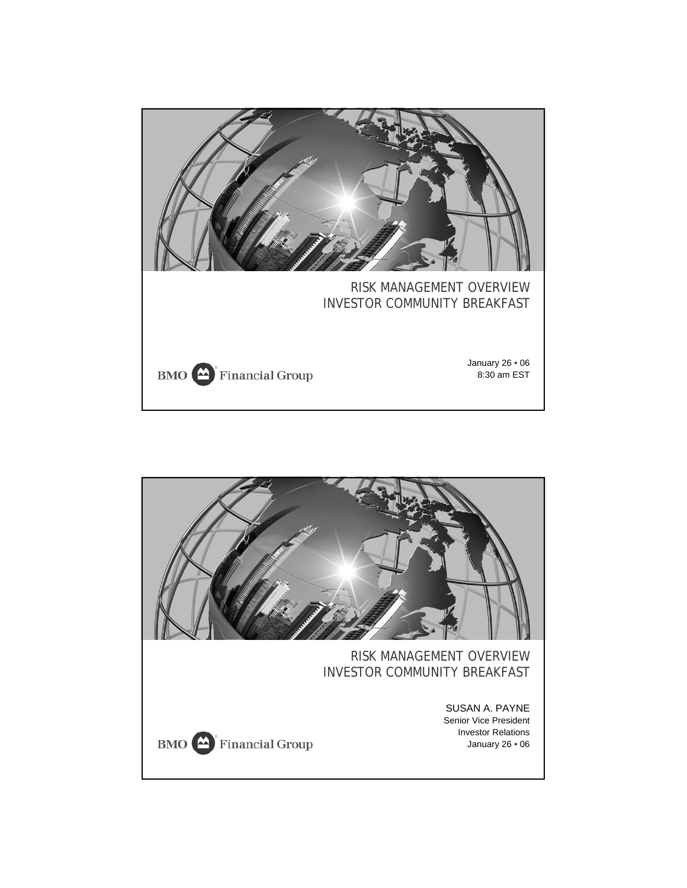# RISK MANAGEMENT OVERVIEW
## INVESTOR COMMUNITY BREAKFAST

BMO Financial Group

January 26 • 06
8:30 am EST

---

# RISK MANAGEMENT OVERVIEW
## INVESTOR COMMUNITY BREAKFAST

SUSAN A. PAYNE
Senior Vice President
Investor Relations
January 26 • 06

BMO Financial Group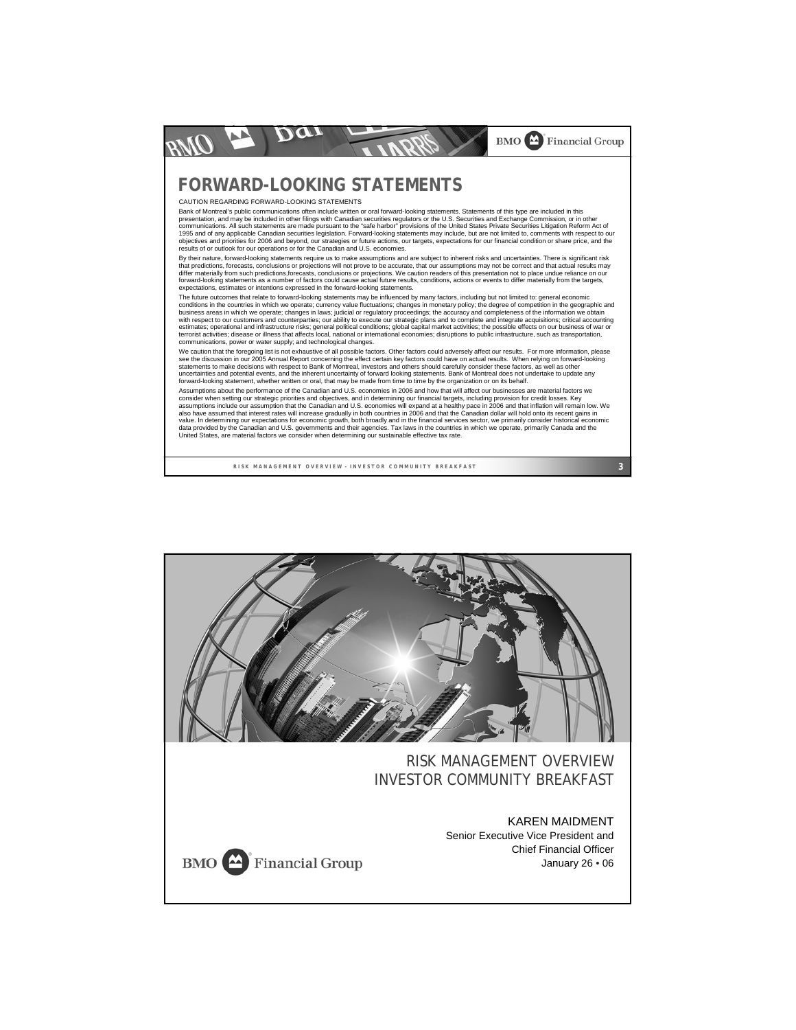# FORWARD-LOOKING STATEMENTS

CAUTION REGARDING FORWARD-LOOKING STATEMENTS

Bank of Montreal's public communications often include written or oral forward-looking statements. Statements of this type are included in this presentation, and may be included in other filings with Canadian securities regulators or the U.S. Securities and Exchange Commission, or in other communications. All such statements are made pursuant to the "safe harbor" provisions of the United States Private Securities Litigation Reform Act of 1995 and of any applicable Canadian securities legislation. Forward-looking statements may include, but are not limited to, comments with respect to our objectives and priorities for 2006 and beyond, our strategies or future actions, our targets, expectations for our financial condition or share price, and the results of or outlook for our operations or for the Canadian and U.S. economies.

By their nature, forward-looking statements require us to make assumptions and are subject to inherent risks and uncertainties. There is significant risk that predictions, forecasts, conclusions or projections will not prove to be accurate, that our assumptions may not be correct and that actual results may differ materially from such predictions,forecasts, conclusions or projections. We caution readers of this presentation not to place undue reliance on our forward-looking statements as a number of factors could cause actual future results, conditions, actions or events to differ materially from the targets, expectations, estimates or intentions expressed in the forward-looking statements.

The future outcomes that relate to forward-looking statements may be influenced by many factors, including but not limited to: general economic conditions in the countries in which we operate; currency value fluctuations; changes in monetary policy; the degree of competition in the geographic and business areas in which we operate; changes in laws; judicial or regulatory proceedings; the accuracy and completeness of the information we obtain with respect to our customers and counterparties; our ability to execute our strategic plans and to complete and integrate acquisitions; critical accounting estimates; operational and infrastructure risks; general political conditions; global capital market activities; the possible effects on our business of war or terrorist activities; disease or illness that affects local, national or international economies; disruptions to public infrastructure, such as transportation, communications, power or water supply; and technological changes.

We caution that the foregoing list is not exhaustive of all possible factors. Other factors could adversely affect our results. For more information, please see the discussion in our 2005 Annual Report concerning the effect certain key factors could have on actual results. When relying on forward-looking statements to make decisions with respect to Bank of Montreal, investors and others should carefully consider these factors, as well as other uncertainties and potential events, and the inherent uncertainty of forward looking statements. Bank of Montreal does not undertake to update any forward-looking statement, whether written or oral, that may be made from time to time by the organization or on its behalf.

Assumptions about the performance of the Canadian and U.S. economies in 2006 and how that will affect our businesses are material factors we consider when setting our strategic priorities and objectives, and in determining our financial targets, including provision for credit losses. Key assumptions include our assumption that the Canadian and U.S. economies will expand at a healthy pace in 2006 and that inflation will remain low. We also have assumed that interest rates will increase gradually in both countries in 2006 and that the Canadian dollar will hold onto its recent gains in value. In determining our expectations for economic growth, both broadly and in the financial services sector, we primarily consider historical economic data provided by the Canadian and U.S. governments and their agencies. Tax laws in the countries in which we operate, primarily Canada and the United States, are material factors we consider when determining our sustainable effective tax rate.

---

RISK MANAGEMENT OVERVIEW
INVESTOR COMMUNITY BREAKFAST

KAREN MAIDMENT
Senior Executive Vice President and
Chief Financial Officer
January 26 • 06

BMO Financial Group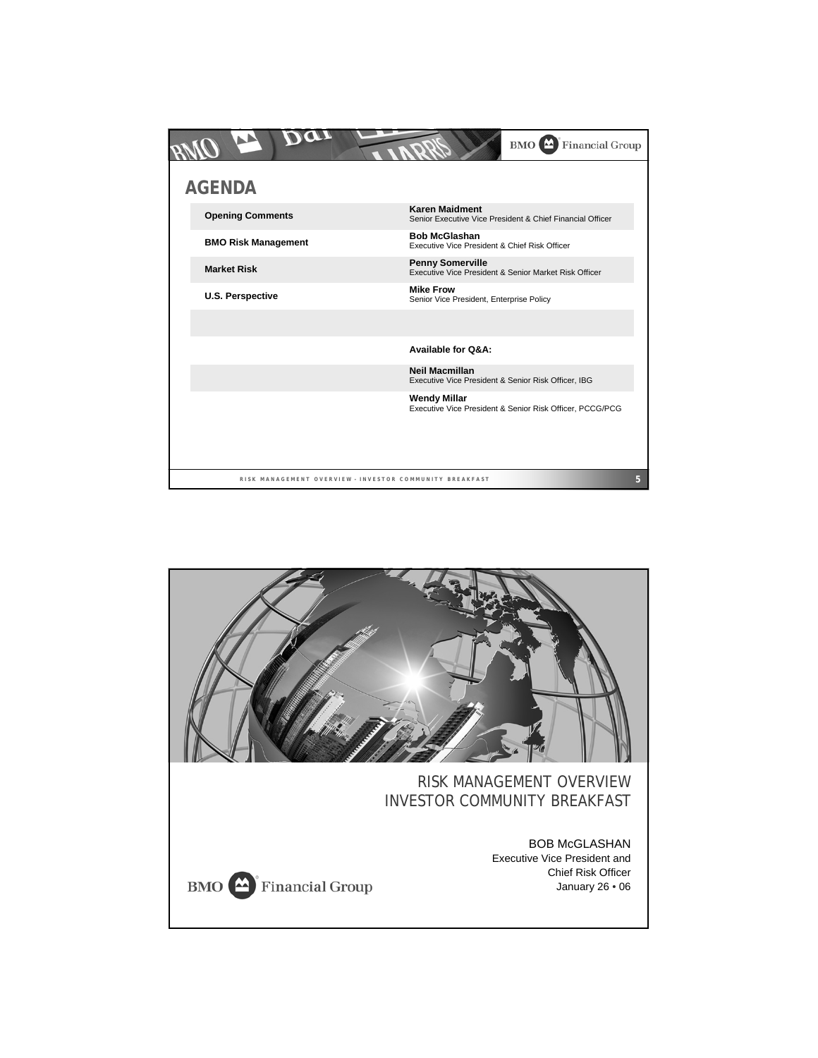## AGENDA

| | |
|---|---|
| **Opening Comments** | **Karen Maidment**<br>Senior Executive Vice President & Chief Financial Officer |
| **BMO Risk Management** | **Bob McGlashan**<br>Executive Vice President & Chief Risk Officer |
| **Market Risk** | **Penny Somerville**<br>Executive Vice President & Senior Market Risk Officer |
| **U.S. Perspective** | **Mike Frow**<br>Senior Vice President, Enterprise Policy |
| | |
| | **Available for Q&A:** |
| | **Neil Macmillan**<br>Executive Vice President & Senior Risk Officer, IBG |
| | **Wendy Millar**<br>Executive Vice President & Senior Risk Officer, PCCG/PCG |

RISK MANAGEMENT OVERVIEW

INVESTOR COMMUNITY BREAKFAST

BOB McGLASHAN

Executive Vice President and

Chief Risk Officer

January 26 • 06

BMO Financial Group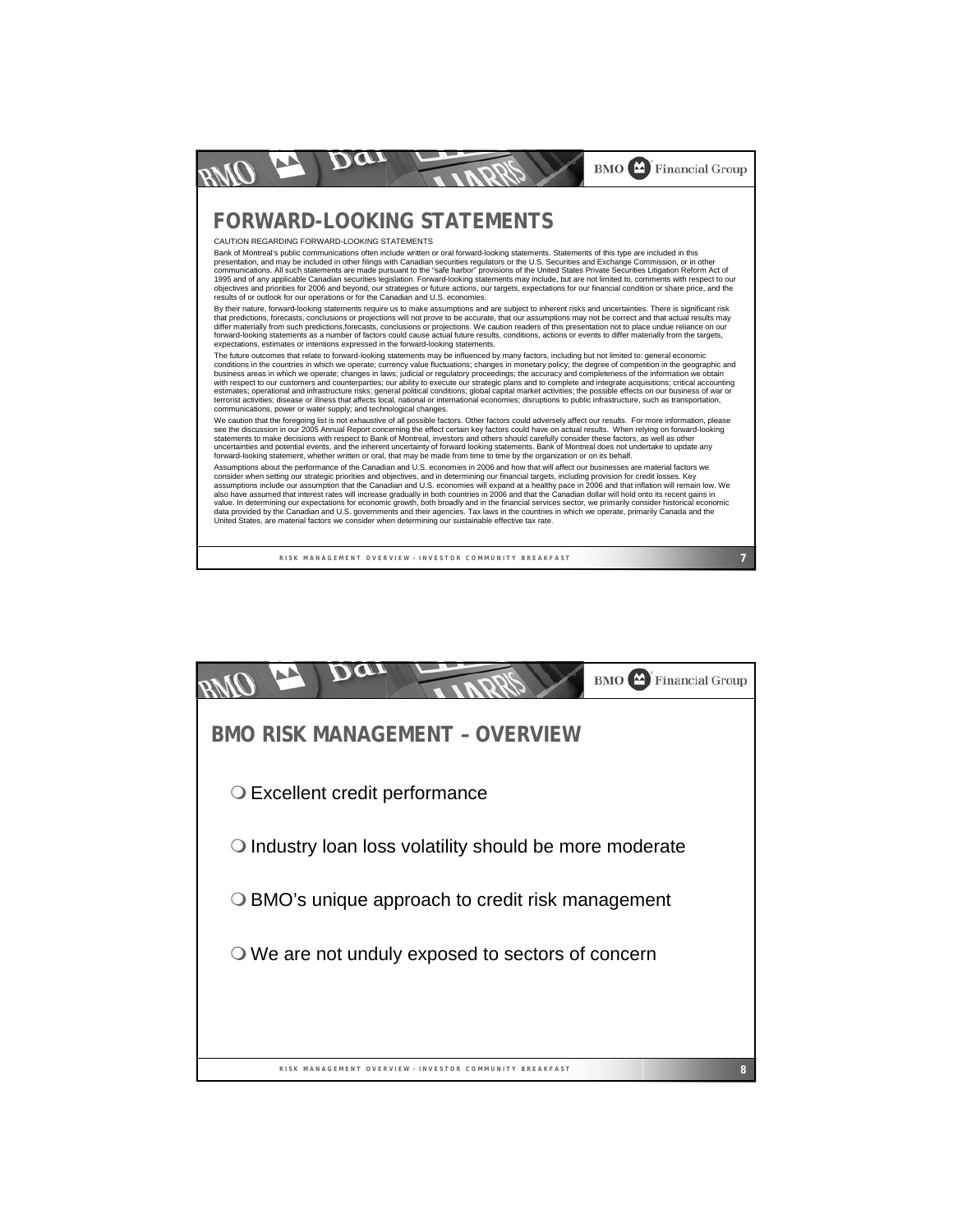## FORWARD-LOOKING STATEMENTS

CAUTION REGARDING FORWARD-LOOKING STATEMENTS

Bank of Montreal's public communications often include written or oral forward-looking statements. Statements of this type are included in this presentation, and may be included in other filings with Canadian securities regulators or the U.S. Securities and Exchange Commission, or in other communications. All such statements are made pursuant to the "safe harbor" provisions of the United States Private Securities Litigation Reform Act of 1995 and of any applicable Canadian securities legislation. Forward-looking statements may include, but are not limited to, comments with respect to our objectives and priorities for 2006 and beyond, our strategies or future actions, our targets, expectations for our financial condition or share price, and the results of or outlook for our operations or for the Canadian and U.S. economies.

By their nature, forward-looking statements require us to make assumptions and are subject to inherent risks and uncertainties. There is significant risk that predictions, forecasts, conclusions or projections will not prove to be accurate, that our assumptions may not be correct and that actual results may differ materially from such predictions,forecasts, conclusions or projections. We caution readers of this presentation not to place undue reliance on our forward-looking statements as a number of factors could cause actual future results, conditions, actions or events to differ materially from the targets, expectations, estimates or intentions expressed in the forward-looking statements.

The future outcomes that relate to forward-looking statements may be influenced by many factors, including but not limited to: general economic conditions in the countries in which we operate; currency value fluctuations; changes in monetary policy; the degree of competition in the geographic and business areas in which we operate; changes in laws; judicial or regulatory proceedings; the accuracy and completeness of the information we obtain with respect to our customers and counterparties; our ability to execute our strategic plans and to complete and integrate acquisitions; critical accounting estimates; operational and infrastructure risks; general political conditions; global capital market activities; the possible effects on our business of war or terrorist activities; disease or illness that affects local, national or international economies; disruptions to public infrastructure, such as transportation, communications, power or water supply; and technological changes.

We caution that the foregoing list is not exhaustive of all possible factors. Other factors could adversely affect our results. For more information, please see the discussion in our 2005 Annual Report concerning the effect certain key factors could have on actual results. When relying on forward-looking statements to make decisions with respect to Bank of Montreal, investors and others should carefully consider these factors, as well as other uncertainties and potential events, and the inherent uncertainty of forward looking statements. Bank of Montreal does not undertake to update any forward-looking statement, whether written or oral, that may be made from time to time by the organization or on its behalf.

Assumptions about the performance of the Canadian and U.S. economies in 2006 and how that will affect our businesses are material factors we consider when setting our strategic priorities and objectives, and in determining our financial targets, including provision for credit losses. Key assumptions include our assumption that the Canadian and U.S. economies will expand at a healthy pace in 2006 and that inflation will remain low. We also have assumed that interest rates will increase gradually in both countries in 2006 and that the Canadian dollar will hold onto its recent gains in value. In determining our expectations for economic growth, both broadly and in the financial services sector, we primarily consider historical economic data provided by the Canadian and U.S. governments and their agencies. Tax laws in the countries in which we operate, primarily Canada and the United States, are material factors we consider when determining our sustainable effective tax rate.

## BMO RISK MANAGEMENT – OVERVIEW

- Excellent credit performance
- Industry loan loss volatility should be more moderate
- BMO's unique approach to credit risk management
- We are not unduly exposed to sectors of concern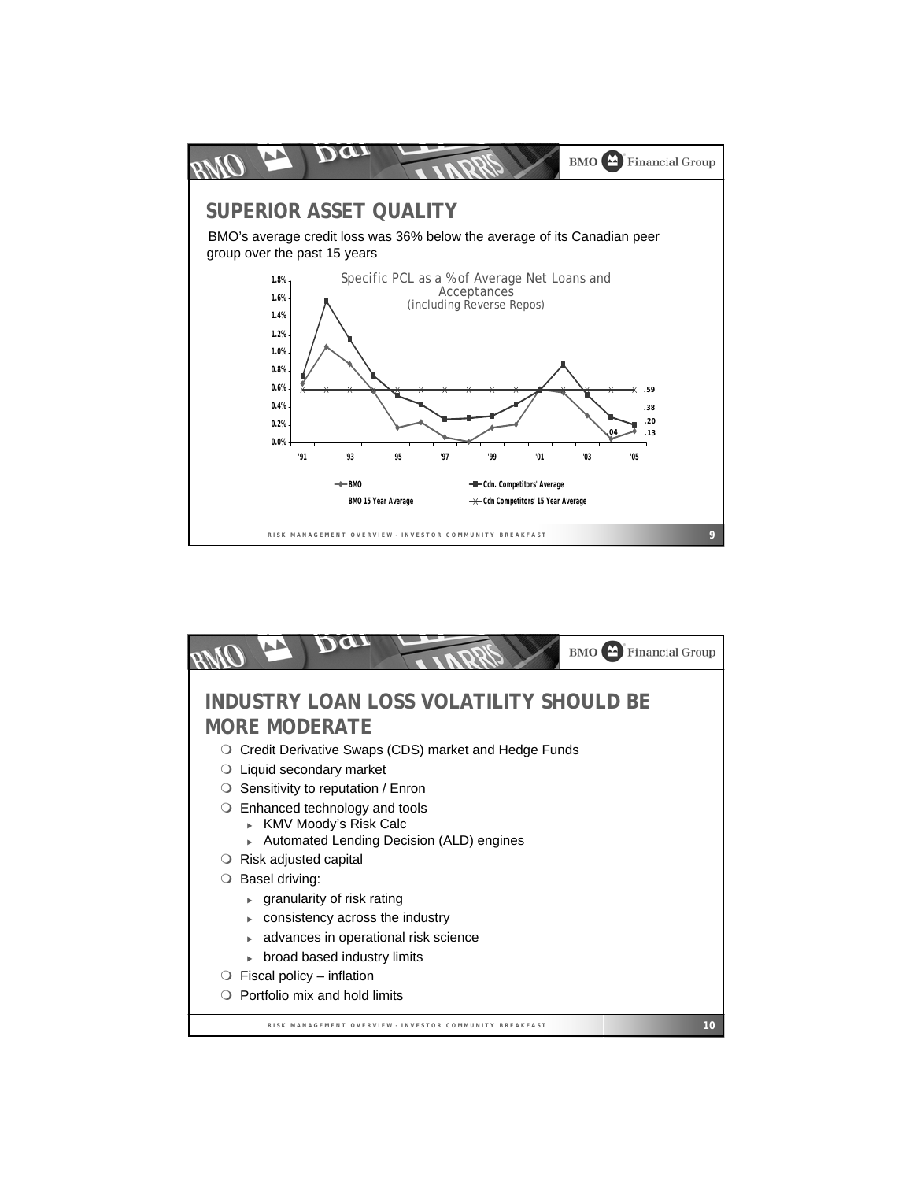## SUPERIOR ASSET QUALITY

BMO's average credit loss was 36% below the average of its Canadian peer group over the past 15 years

Specific PCL as a % of Average Net Loans and Acceptances
(including Reverse Repos)

- BMO
- Cdn. Competitors' Average
- BMO 15 Year Average
- Cdn Competitors' 15 Year Average

## INDUSTRY LOAN LOSS VOLATILITY SHOULD BE MORE MODERATE

- Credit Derivative Swaps (CDS) market and Hedge Funds
- Liquid secondary market
- Sensitivity to reputation / Enron
- Enhanced technology and tools
  - KMV Moody's Risk Calc
  - Automated Lending Decision (ALD) engines
- Risk adjusted capital
- Basel driving:
  - granularity of risk rating
  - consistency across the industry
  - advances in operational risk science
  - broad based industry limits
- Fiscal policy – inflation
- Portfolio mix and hold limits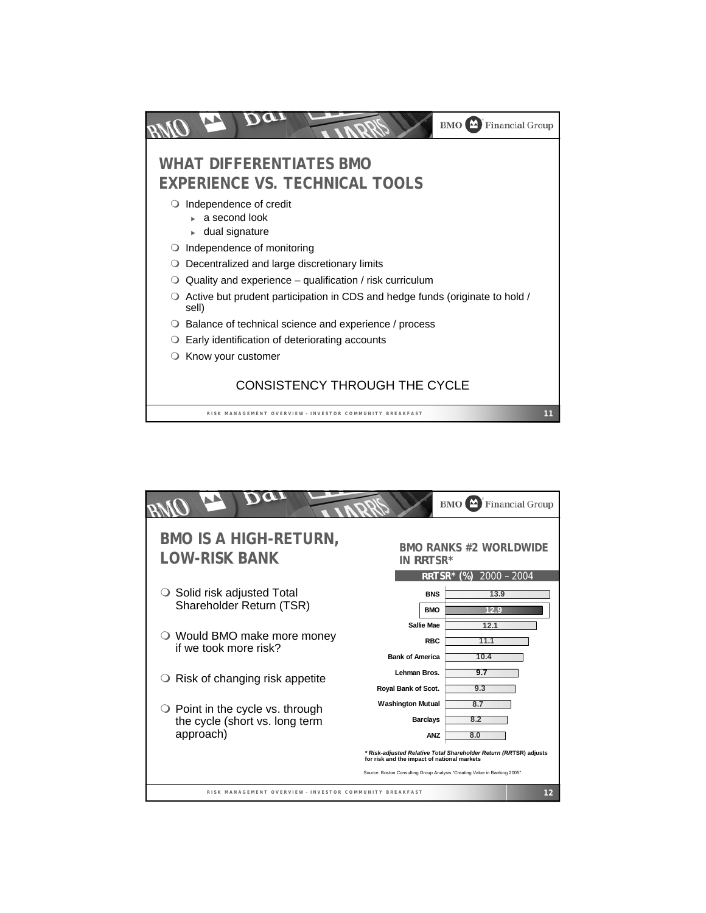## WHAT DIFFERENTIATES BMO EXPERIENCE VS. TECHNICAL TOOLS

- Independence of credit
  - a second look
  - dual signature
- Independence of monitoring
- Decentralized and large discretionary limits
- Quality and experience – qualification / risk curriculum
- Active but prudent participation in CDS and hedge funds (originate to hold / sell)
- Balance of technical science and experience / process
- Early identification of deteriorating accounts
- Know your customer

CONSISTENCY THROUGH THE CYCLE

## BMO IS A HIGH-RETURN, LOW-RISK BANK

- Solid risk adjusted Total Shareholder Return (TSR)
- Would BMO make more money if we took more risk?
- Risk of changing risk appetite
- Point in the cycle vs. through the cycle (short vs. long term approach)

### BMO RANKS #2 WORLDWIDE IN RRTSR*

| | RRTSR* (%) 2000 – 2004 |
|---|---|
| BNS | 13.9 |
| BMO | 12.9 |
| Sallie Mae | 12.1 |
| RBC | 11.1 |
| Bank of America | 10.4 |
| Lehman Bros. | 9.7 |
| Royal Bank of Scot. | 9.3 |
| Washington Mutual | 8.7 |
| Barclays | 8.2 |
| ANZ | 8.0 |

***Risk-adjusted Relative Total Shareholder Return (RRTSR) adjusts for risk and the impact of national markets***

Source: Boston Consulting Group Analysis "Creating Value in Banking 2005"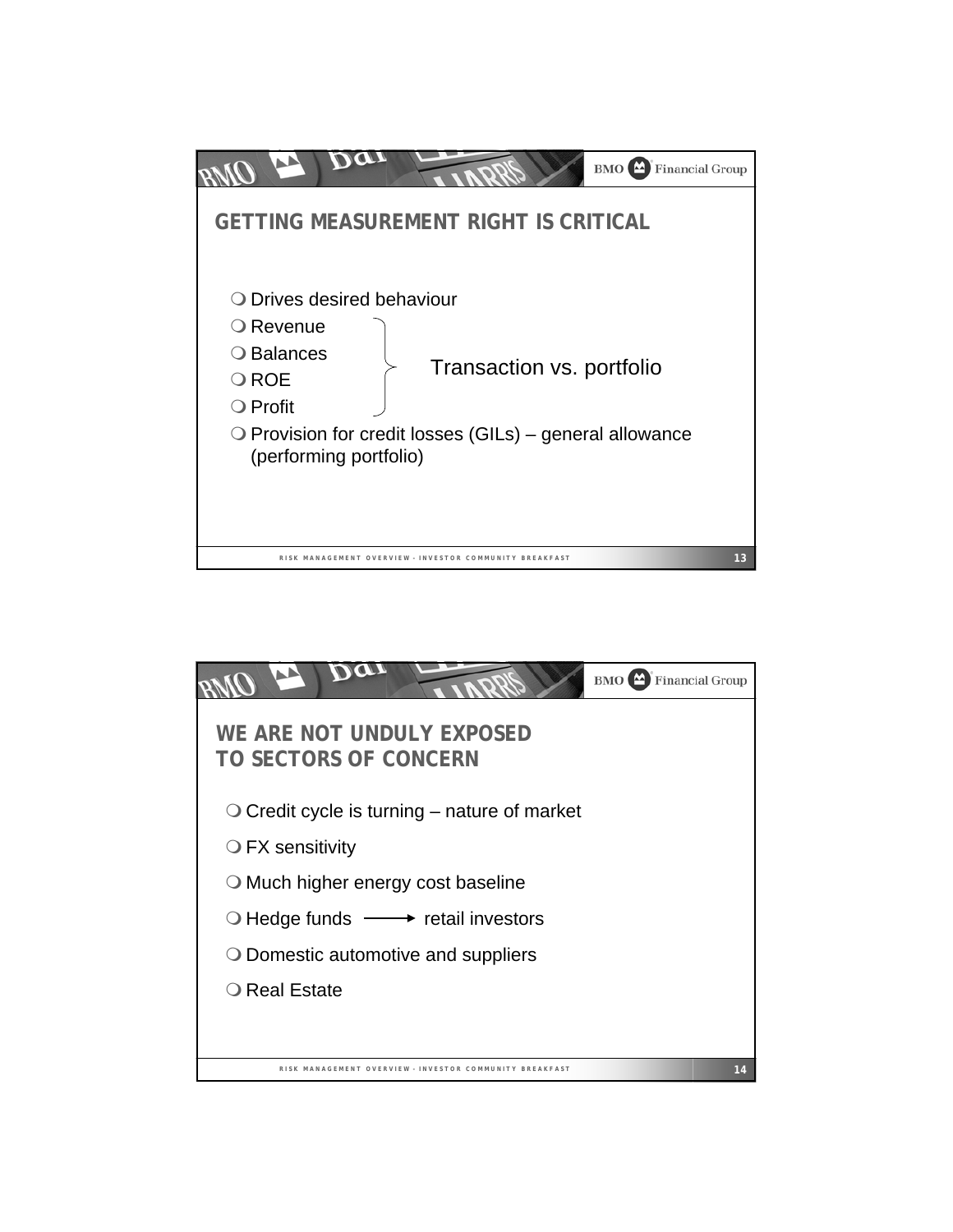## GETTING MEASUREMENT RIGHT IS CRITICAL

- Drives desired behaviour
- Revenue
- Balances
- ROE
- Profit

} Transaction vs. portfolio

- Provision for credit losses (GILs) – general allowance (performing portfolio)

## WE ARE NOT UNDULY EXPOSED TO SECTORS OF CONCERN

- Credit cycle is turning – nature of market
- FX sensitivity
- Much higher energy cost baseline
- Hedge funds ⟶ retail investors
- Domestic automotive and suppliers
- Real Estate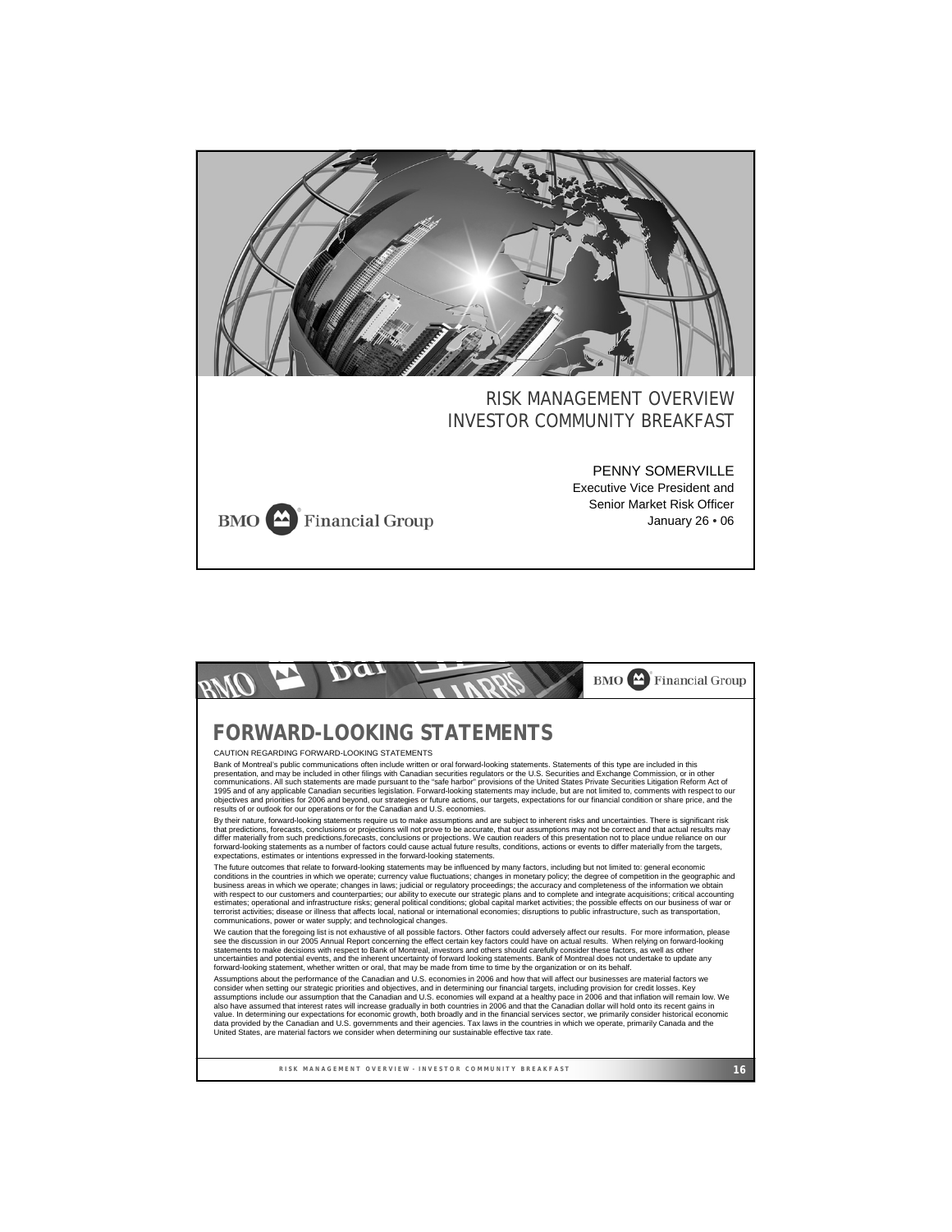RISK MANAGEMENT OVERVIEW
INVESTOR COMMUNITY BREAKFAST

PENNY SOMERVILLE
Executive Vice President and
Senior Market Risk Officer
January 26 • 06

BMO Financial Group

# FORWARD-LOOKING STATEMENTS

CAUTION REGARDING FORWARD-LOOKING STATEMENTS

Bank of Montreal's public communications often include written or oral forward-looking statements. Statements of this type are included in this presentation, and may be included in other filings with Canadian securities regulators or the U.S. Securities and Exchange Commission, or in other communications. All such statements are made pursuant to the "safe harbor" provisions of the United States Private Securities Litigation Reform Act of 1995 and of any applicable Canadian securities legislation. Forward-looking statements may include, but are not limited to, comments with respect to our objectives and priorities for 2006 and beyond, our strategies or future actions, our targets, expectations for our financial condition or share price, and the results of or outlook for our operations or for the Canadian and U.S. economies.

By their nature, forward-looking statements require us to make assumptions and are subject to inherent risks and uncertainties. There is significant risk that predictions, forecasts, conclusions or projections will not prove to be accurate, that our assumptions may not be correct and that actual results may differ materially from such predictions,forecasts, conclusions or projections. We caution readers of this presentation not to place undue reliance on our forward-looking statements as a number of factors could cause actual future results, conditions, actions or events to differ materially from the targets, expectations, estimates or intentions expressed in the forward-looking statements.

The future outcomes that relate to forward-looking statements may be influenced by many factors, including but not limited to: general economic conditions in the countries in which we operate; currency value fluctuations; changes in monetary policy; the degree of competition in the geographic and business areas in which we operate; changes in laws; judicial or regulatory proceedings; the accuracy and completeness of the information we obtain with respect to our customers and counterparties; our ability to execute our strategic plans and to complete and integrate acquisitions; critical accounting estimates; operational and infrastructure risks; general political conditions; global capital market activities; the possible effects on our business of war or terrorist activities; disease or illness that affects local, national or international economies; disruptions to public infrastructure, such as transportation, communications, power or water supply; and technological changes.

We caution that the foregoing list is not exhaustive of all possible factors. Other factors could adversely affect our results. For more information, please see the discussion in our 2005 Annual Report concerning the effect certain key factors could have on actual results. When relying on forward-looking statements to make decisions with respect to Bank of Montreal, investors and others should carefully consider these factors, as well as other uncertainties and potential events, and the inherent uncertainty of forward looking statements. Bank of Montreal does not undertake to update any forward-looking statement, whether written or oral, that may be made from time to time by the organization or on its behalf.

Assumptions about the performance of the Canadian and U.S. economies in 2006 and how that will affect our businesses are material factors we consider when setting our strategic priorities and objectives, and in determining our financial targets, including provision for credit losses. Key assumptions include our assumption that the Canadian and U.S. economies will expand at a healthy pace in 2006 and that inflation will remain low. We also have assumed that interest rates will increase gradually in both countries in 2006 and that the Canadian dollar will hold onto its recent gains in value. In determining our expectations for economic growth, both broadly and in the financial services sector, we primarily consider historical economic data provided by the Canadian and U.S. governments and their agencies. Tax laws in the countries in which we operate, primarily Canada and the United States, are material factors we consider when determining our sustainable effective tax rate.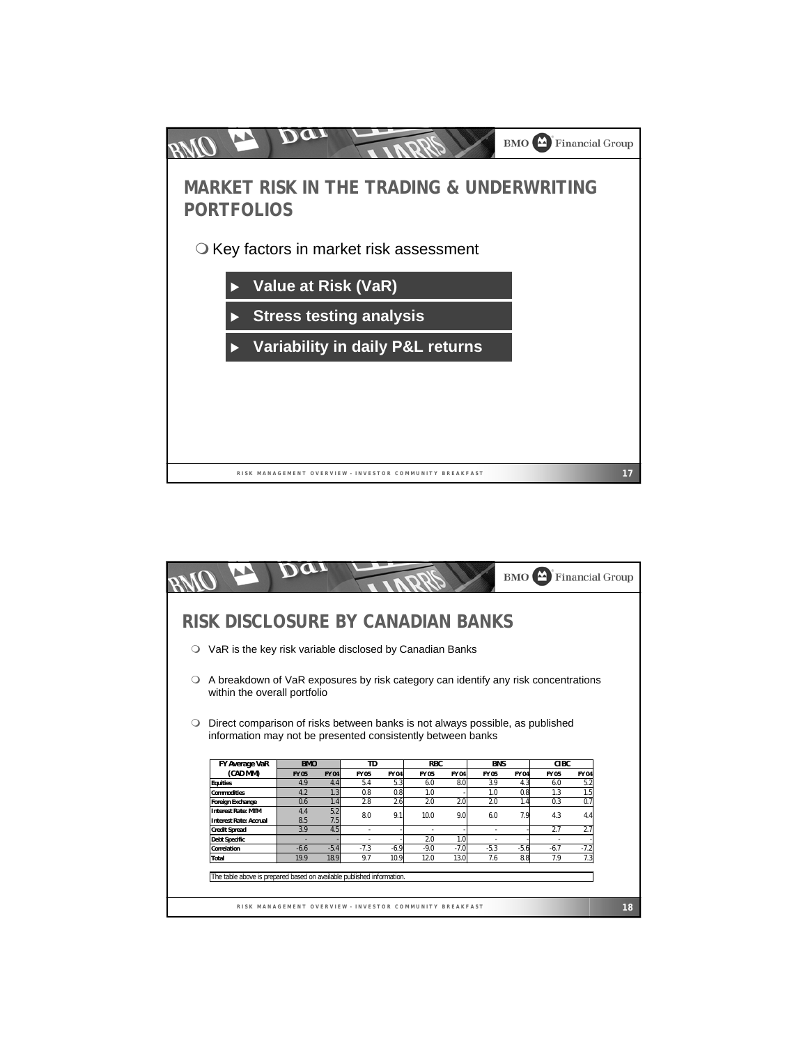# MARKET RISK IN THE TRADING & UNDERWRITING PORTFOLIOS

- Key factors in market risk assessment
  - **Value at Risk (VaR)**
  - **Stress testing analysis**
  - **Variability in daily P&L returns**

# RISK DISCLOSURE BY CANADIAN BANKS

- VaR is the key risk variable disclosed by Canadian Banks
- A breakdown of VaR exposures by risk category can identify any risk concentrations within the overall portfolio
- Direct comparison of risks between banks is not always possible, as published information may not be presented consistently between banks

| FY Average VaR (CAD MM) | BMO | | TD | | RBC | | BNS | | CIBC | |
|---|---|---|---|---|---|---|---|---|---|---|
| | FY 05 | FY 04 | FY 05 | FY 04 | FY 05 | FY 04 | FY 05 | FY 04 | FY 05 | FY 04 |
| Equities | 4.9 | 4.4 | 5.4 | 5.3 | 6.0 | 8.0 | 3.9 | 4.3 | 6.0 | 5.2 |
| Commodities | 4.2 | 1.3 | 0.8 | 0.8 | 1.0 | - | 1.0 | 0.8 | 1.3 | 1.5 |
| Foreign Exchange | 0.6 | 1.4 | 2.8 | 2.6 | 2.0 | 2.0 | 2.0 | 1.4 | 0.3 | 0.7 |
| Interest Rate: MTM | 4.4 | 5.2 | 8.0 | 9.1 | 10.0 | 9.0 | 6.0 | 7.9 | 4.3 | 4.4 |
| Interest Rate: Accrual | 8.5 | 7.5 | | | | | | | | |
| Credit Spread | 3.9 | 4.5 | - | - | - | - | - | - | 2.7 | 2.7 |
| Debt Specific | - | - | - | - | 2.0 | 1.0 | - | - | - | - |
| Correlation | -6.6 | -5.4 | -7.3 | -6.9 | -9.0 | -7.0 | -5.3 | -5.6 | -6.7 | -7.2 |
| Total | 19.9 | 18.9 | 9.7 | 10.9 | 12.0 | 13.0 | 7.6 | 8.8 | 7.9 | 7.3 |

The table above is prepared based on available published information.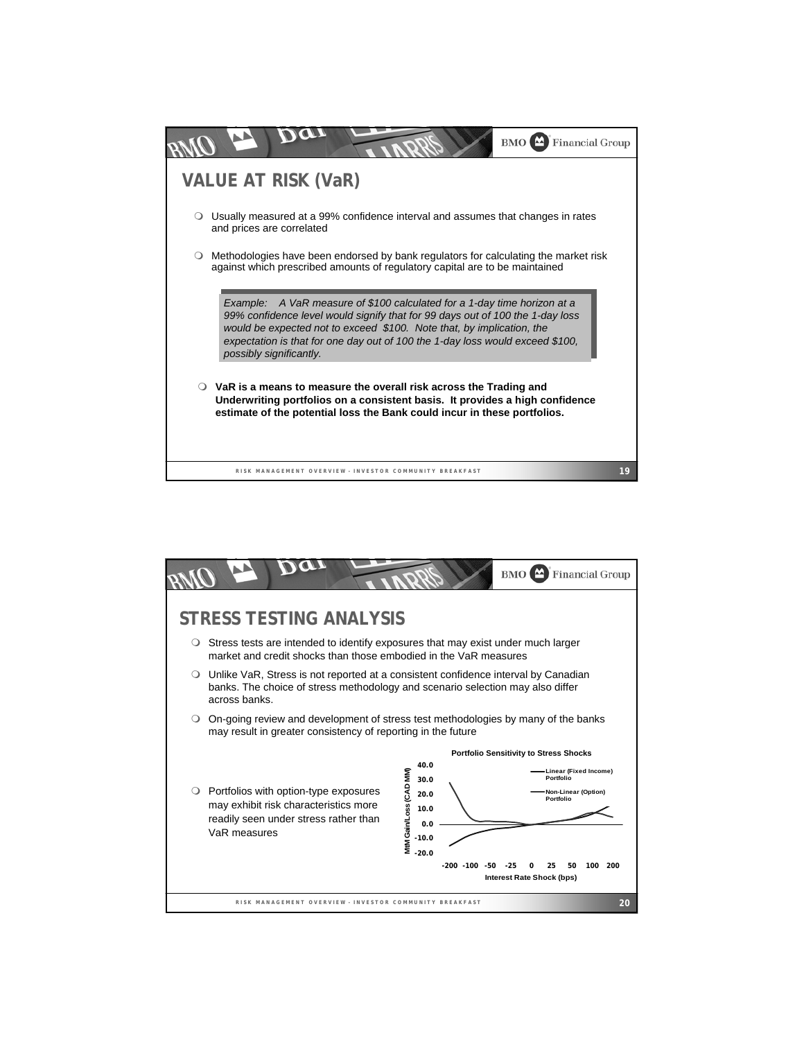## VALUE AT RISK (VaR)

- Usually measured at a 99% confidence interval and assumes that changes in rates and prices are correlated
- Methodologies have been endorsed by bank regulators for calculating the market risk against which prescribed amounts of regulatory capital are to be maintained

> *Example: A VaR measure of $100 calculated for a 1-day time horizon at a 99% confidence level would signify that for 99 days out of 100 the 1-day loss would be expected not to exceed $100. Note that, by implication, the expectation is that for one day out of 100 the 1-day loss would exceed $100, possibly significantly.*

- **VaR is a means to measure the overall risk across the Trading and Underwriting portfolios on a consistent basis. It provides a high confidence estimate of the potential loss the Bank could incur in these portfolios.**

## STRESS TESTING ANALYSIS

- Stress tests are intended to identify exposures that may exist under much larger market and credit shocks than those embodied in the VaR measures
- Unlike VaR, Stress is not reported at a consistent confidence interval by Canadian banks. The choice of stress methodology and scenario selection may also differ across banks.
- On-going review and development of stress test methodologies by many of the banks may result in greater consistency of reporting in the future
- Portfolios with option-type exposures may exhibit risk characteristics more readily seen under stress rather than VaR measures

**Portfolio Sensitivity to Stress Shocks**

MtM Gain/Loss (CAD MM): 40.0, 30.0, 20.0, 10.0, 0.0, -10.0, -20.0

Interest Rate Shock (bps): -200, -100, -50, -25, 0, 25, 50, 100, 200

Legend: Linear (Fixed Income) Portfolio; Non-Linear (Option) Portfolio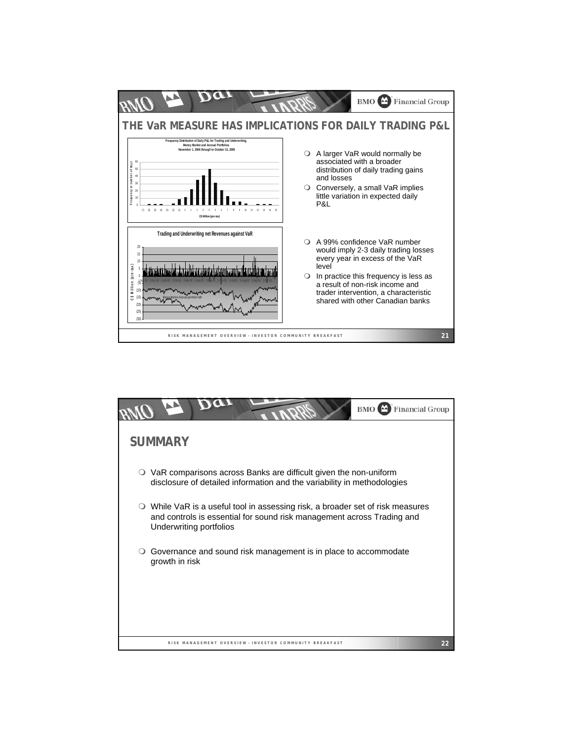# THE VaR MEASURE HAS IMPLICATIONS FOR DAILY TRADING P&L

Frequency Distribution of Daily P&L for Trading and Underwriting, Money Market and Accrual Portfolios. November 1, 2004 through to October 31, 2005

Trading and Underwriting net Revenues against VaR

- A larger VaR would normally be associated with a broader distribution of daily trading gains and losses
- Conversely, a small VaR implies little variation in expected daily P&L
- A 99% confidence VaR number would imply 2-3 daily trading losses every year in excess of the VaR level
- In practice this frequency is less as a result of non-risk income and trader intervention, a characteristic shared with other Canadian banks

# SUMMARY

- VaR comparisons across Banks are difficult given the non-uniform disclosure of detailed information and the variability in methodologies
- While VaR is a useful tool in assessing risk, a broader set of risk measures and controls is essential for sound risk management across Trading and Underwriting portfolios
- Governance and sound risk management is in place to accommodate growth in risk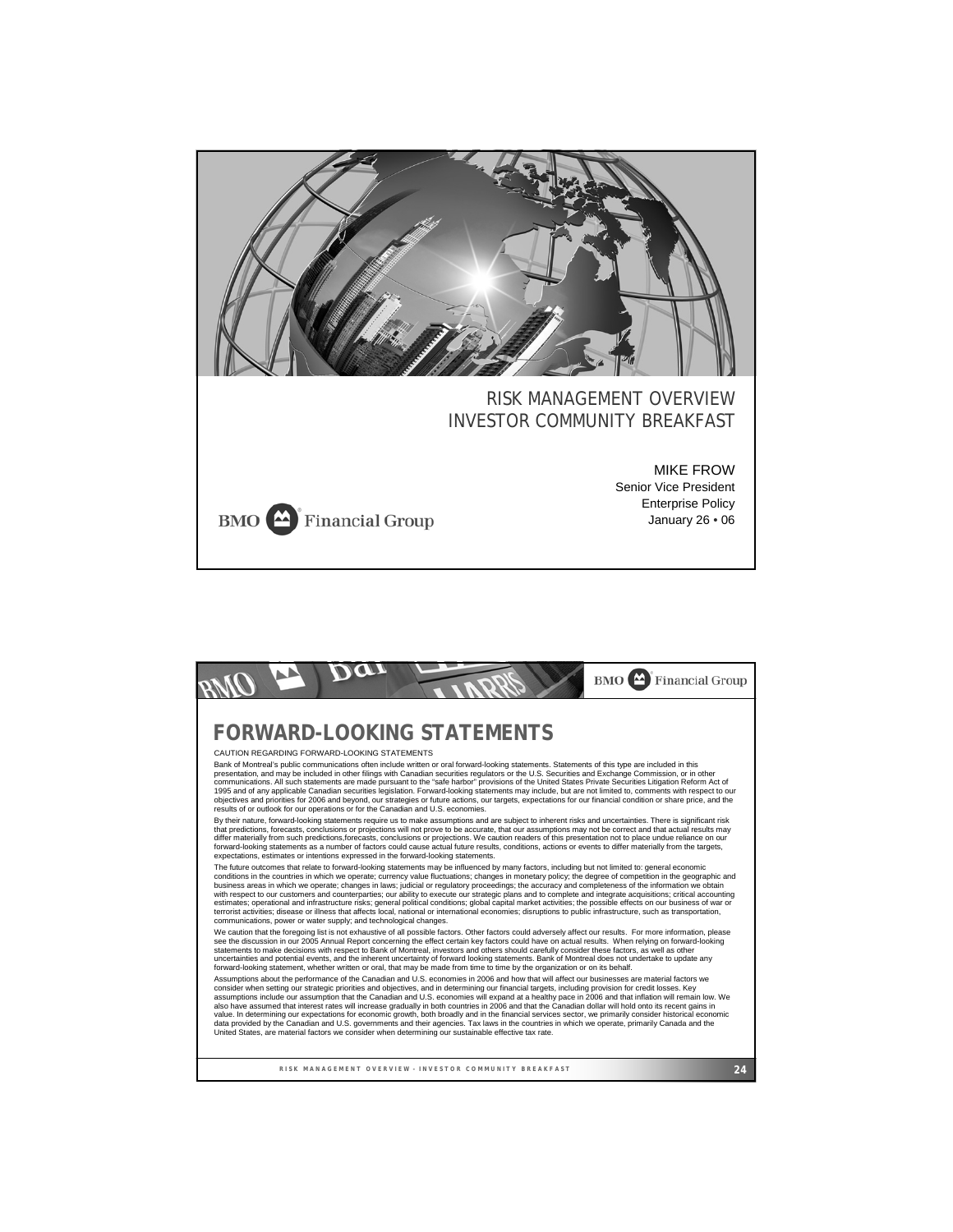RISK MANAGEMENT OVERVIEW
INVESTOR COMMUNITY BREAKFAST

MIKE FROW
Senior Vice President
Enterprise Policy
January 26 • 06

BMO Financial Group

# FORWARD-LOOKING STATEMENTS

CAUTION REGARDING FORWARD-LOOKING STATEMENTS

Bank of Montreal's public communications often include written or oral forward-looking statements. Statements of this type are included in this presentation, and may be included in other filings with Canadian securities regulators or the U.S. Securities and Exchange Commission, or in other communications. All such statements are made pursuant to the "safe harbor" provisions of the United States Private Securities Litigation Reform Act of 1995 and of any applicable Canadian securities legislation. Forward-looking statements may include, but are not limited to, comments with respect to our objectives and priorities for 2006 and beyond, our strategies or future actions, our targets, expectations for our financial condition or share price, and the results of or outlook for our operations or for the Canadian and U.S. economies.

By their nature, forward-looking statements require us to make assumptions and are subject to inherent risks and uncertainties. There is significant risk that predictions, forecasts, conclusions or projections will not prove to be accurate, that our assumptions may not be correct and that actual results may differ materially from such predictions,forecasts, conclusions or projections. We caution readers of this presentation not to place undue reliance on our forward-looking statements as a number of factors could cause actual future results, conditions, actions or events to differ materially from the targets, expectations, estimates or intentions expressed in the forward-looking statements.

The future outcomes that relate to forward-looking statements may be influenced by many factors, including but not limited to: general economic conditions in the countries in which we operate; currency value fluctuations; changes in monetary policy; the degree of competition in the geographic and business areas in which we operate; changes in laws; judicial or regulatory proceedings; the accuracy and completeness of the information we obtain with respect to our customers and counterparties; our ability to execute our strategic plans and to complete and integrate acquisitions; critical accounting estimates; operational and infrastructure risks; general political conditions; global capital market activities; the possible effects on our business of war or terrorist activities; disease or illness that affects local, national or international economies; disruptions to public infrastructure, such as transportation, communications, power or water supply; and technological changes.

We caution that the foregoing list is not exhaustive of all possible factors. Other factors could adversely affect our results. For more information, please see the discussion in our 2005 Annual Report concerning the effect certain key factors could have on actual results. When relying on forward-looking statements to make decisions with respect to Bank of Montreal, investors and others should carefully consider these factors, as well as other uncertainties and potential events, and the inherent uncertainty of forward looking statements. Bank of Montreal does not undertake to update any forward-looking statement, whether written or oral, that may be made from time to time by the organization or on its behalf.

Assumptions about the performance of the Canadian and U.S. economies in 2006 and how that will affect our businesses are material factors we consider when setting our strategic priorities and objectives, and in determining our financial targets, including provision for credit losses. Key assumptions include our assumption that the Canadian and U.S. economies will expand at a healthy pace in 2006 and that inflation will remain low. We also have assumed that interest rates will increase gradually in both countries in 2006 and that the Canadian dollar will hold onto its recent gains in value. In determining our expectations for economic growth, both broadly and in the financial services sector, we primarily consider historical economic data provided by the Canadian and U.S. governments and their agencies. Tax laws in the countries in which we operate, primarily Canada and the United States, are material factors we consider when determining our sustainable effective tax rate.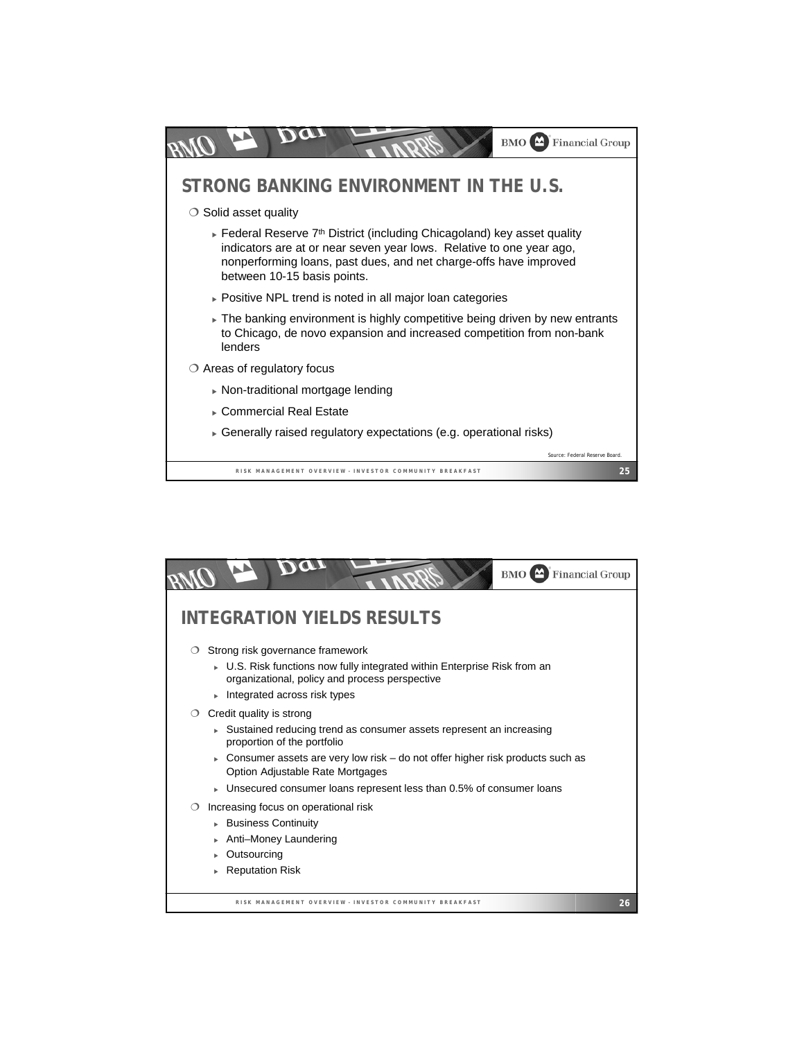## STRONG BANKING ENVIRONMENT IN THE U.S.

- Solid asset quality
  - Federal Reserve 7th District (including Chicagoland) key asset quality indicators are at or near seven year lows. Relative to one year ago, nonperforming loans, past dues, and net charge-offs have improved between 10-15 basis points.
  - Positive NPL trend is noted in all major loan categories
  - The banking environment is highly competitive being driven by new entrants to Chicago, de novo expansion and increased competition from non-bank lenders
- Areas of regulatory focus
  - Non-traditional mortgage lending
  - Commercial Real Estate
  - Generally raised regulatory expectations (e.g. operational risks)

Source: Federal Reserve Board.

## INTEGRATION YIELDS RESULTS

- Strong risk governance framework
  - U.S. Risk functions now fully integrated within Enterprise Risk from an organizational, policy and process perspective
  - Integrated across risk types
- Credit quality is strong
  - Sustained reducing trend as consumer assets represent an increasing proportion of the portfolio
  - Consumer assets are very low risk – do not offer higher risk products such as Option Adjustable Rate Mortgages
  - Unsecured consumer loans represent less than 0.5% of consumer loans
- Increasing focus on operational risk
  - Business Continuity
  - Anti–Money Laundering
  - Outsourcing
  - Reputation Risk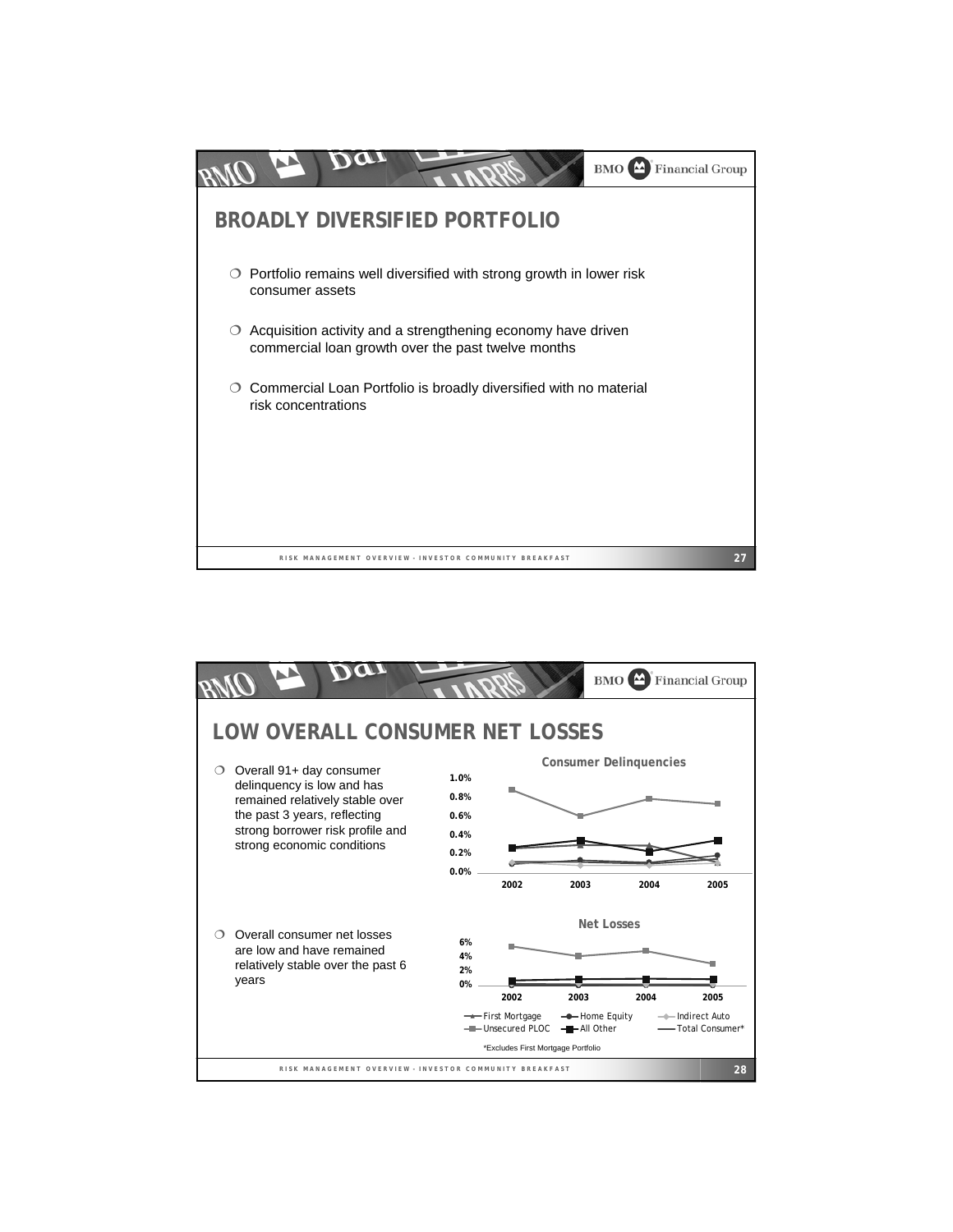# BROADLY DIVERSIFIED PORTFOLIO

- Portfolio remains well diversified with strong growth in lower risk consumer assets
- Acquisition activity and a strengthening economy have driven commercial loan growth over the past twelve months
- Commercial Loan Portfolio is broadly diversified with no material risk concentrations

# LOW OVERALL CONSUMER NET LOSSES

- Overall 91+ day consumer delinquency is low and has remained relatively stable over the past 3 years, reflecting strong borrower risk profile and strong economic conditions
- Overall consumer net losses are low and have remained relatively stable over the past 6 years

**Consumer Delinquencies**

**Net Losses**

First Mortgage, Home Equity, Indirect Auto, Unsecured PLOC, All Other, Total Consumer*

*Excludes First Mortgage Portfolio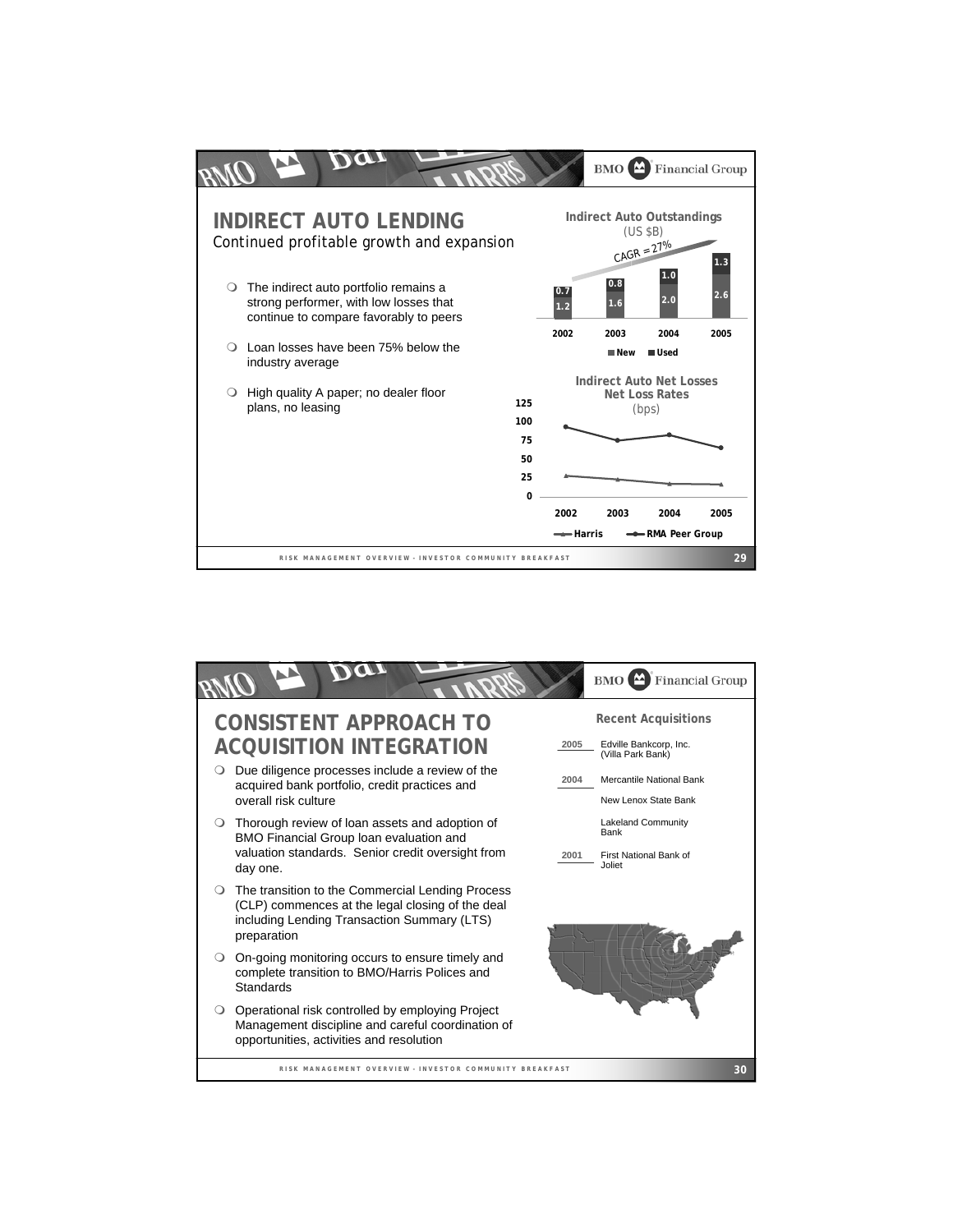# INDIRECT AUTO LENDING

*Continued profitable growth and expansion*

- The indirect auto portfolio remains a strong performer, with low losses that continue to compare favorably to peers
- Loan losses have been 75% below the industry average
- High quality A paper; no dealer floor plans, no leasing

**Indirect Auto Outstandings** (US $B)

CAGR = 27%

| | 2002 | 2003 | 2004 | 2005 |
|---|---|---|---|---|
| New | 1.2 | 1.6 | 2.0 | 2.6 |
| Used | 0.7 | 0.8 | 1.0 | 1.3 |

**Indirect Auto Net Losses Net Loss Rates** (bps)

Harris — RMA Peer Group

# CONSISTENT APPROACH TO ACQUISITION INTEGRATION

- Due diligence processes include a review of the acquired bank portfolio, credit practices and overall risk culture
- Thorough review of loan assets and adoption of BMO Financial Group loan evaluation and valuation standards. Senior credit oversight from day one.
- The transition to the Commercial Lending Process (CLP) commences at the legal closing of the deal including Lending Transaction Summary (LTS) preparation
- On-going monitoring occurs to ensure timely and complete transition to BMO/Harris Polices and Standards
- Operational risk controlled by employing Project Management discipline and careful coordination of opportunities, activities and resolution

**Recent Acquisitions**

| Year | Acquisition |
|---|---|
| 2005 | Edville Bankcorp, Inc. (Villa Park Bank) |
| 2004 | Mercantile National Bank |
| | New Lenox State Bank |
| | Lakeland Community Bank |
| 2001 | First National Bank of Joliet |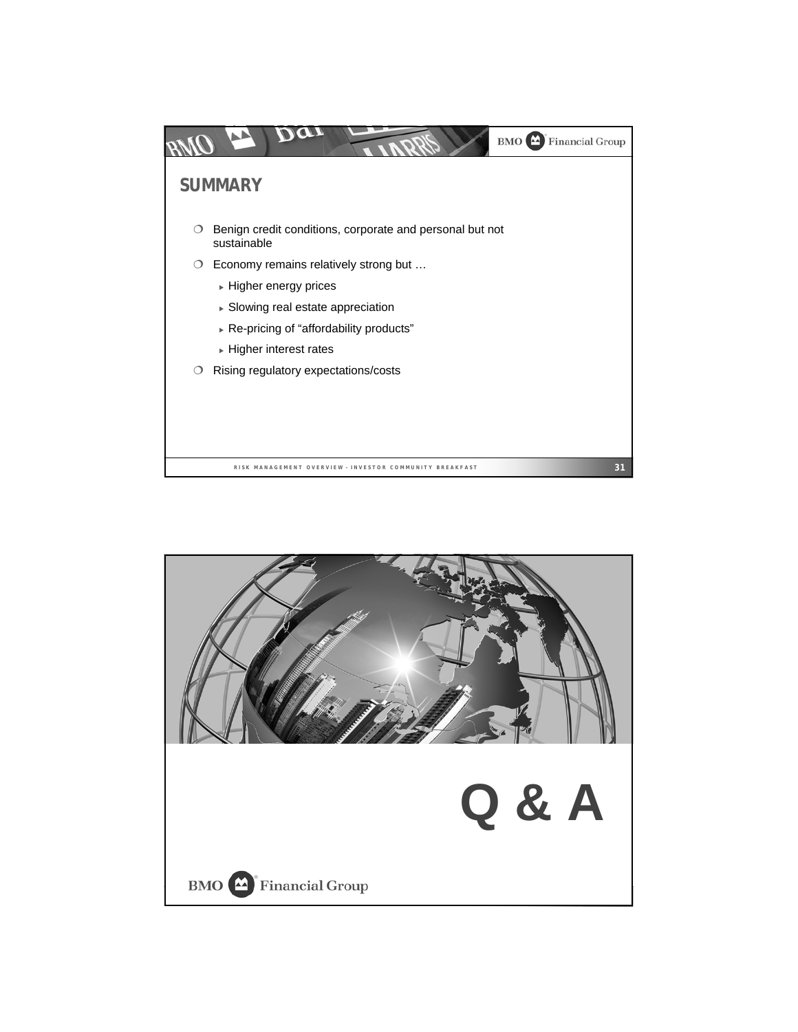## SUMMARY

- Benign credit conditions, corporate and personal but not sustainable
- Economy remains relatively strong but …
  - Higher energy prices
  - Slowing real estate appreciation
  - Re-pricing of "affordability products"
  - Higher interest rates
- Rising regulatory expectations/costs

# Q & A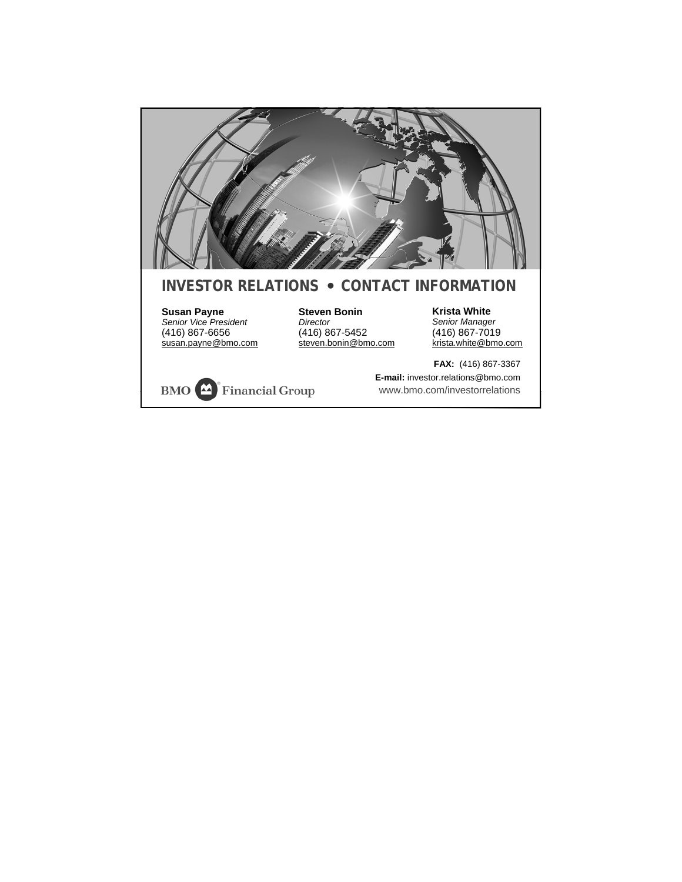## INVESTOR RELATIONS • CONTACT INFORMATION

**Susan Payne**
*Senior Vice President*
(416) 867-6656
susan.payne@bmo.com

**Steven Bonin**
*Director*
(416) 867-5452
steven.bonin@bmo.com

**Krista White**
*Senior Manager*
(416) 867-7019
krista.white@bmo.com

**FAX:** (416) 867-3367
**E-mail:** investor.relations@bmo.com
www.bmo.com/investorrelations

BMO Financial Group